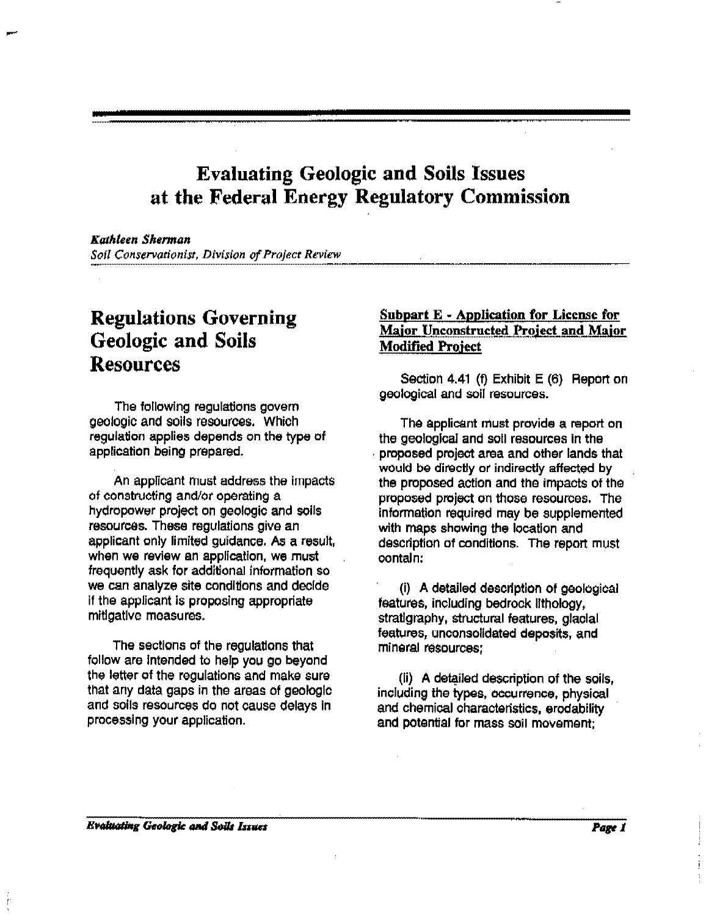# Evaluating Geologic and Soils Issues at the Federal Energy Regulatory Commission

***Kathleen Sherman***
*Soil Conservationist, Division of Project Review*

## Regulations Governing Geologic and Soils Resources

The following regulations govern geologic and soils resources. Which regulation applies depends on the type of application being prepared.

An applicant must address the impacts of constructing and/or operating a hydropower project on geologic and soils resources. These regulations give an applicant only limited guidance. As a result, when we review an application, we must frequently ask for additional information so we can analyze site conditions and decide if the applicant is proposing appropriate mitigative measures.

The sections of the regulations that follow are intended to help you go beyond the letter of the regulations and make sure that any data gaps in the areas of geologic and soils resources do not cause delays in processing your application.

### Subpart E - Application for License for Major Unconstructed Project and Major Modified Project

Section 4.41 (f) Exhibit E (6) Report on geological and soil resources.

The applicant must provide a report on the geological and soil resources in the proposed project area and other lands that would be directly or indirectly affected by the proposed action and the impacts of the proposed project on those resources. The information required may be supplemented with maps showing the location and description of conditions. The report must contain:

(i) A detailed description of geological features, including bedrock lithology, stratigraphy, structural features, glacial features, unconsolidated deposits, and mineral resources;

(ii) A detailed description of the soils, including the types, occurrence, physical and chemical characteristics, erodability and potential for mass soil movement;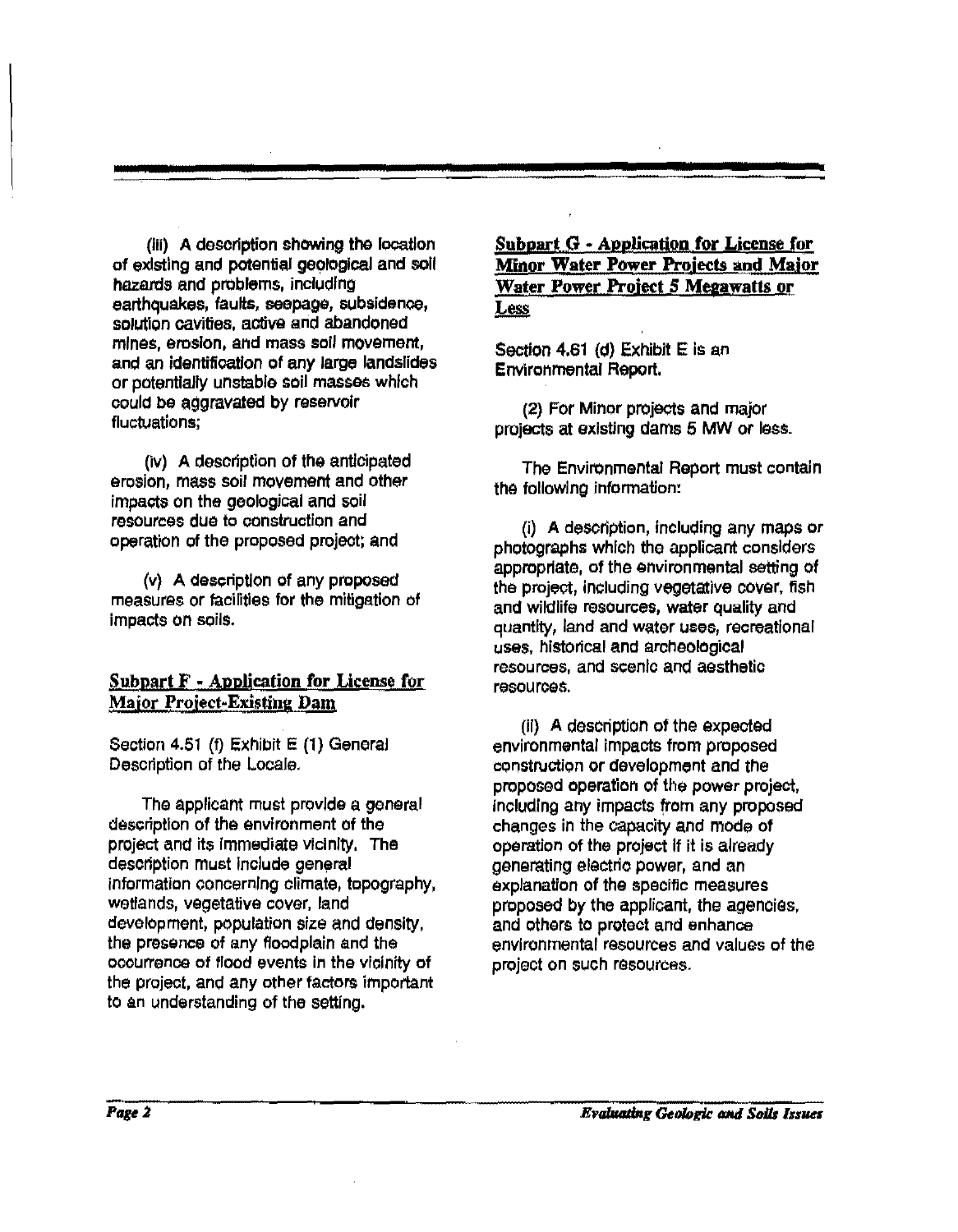(iii) A description showing the location of existing and potential geological and soil hazards and problems, including earthquakes, faults, seepage, subsidence, solution cavities, active and abandoned mines, erosion, and mass soil movement, and an identification of any large landslides or potentially unstable soil masses which could be aggravated by reservoir fluctuations;

(iv) A description of the anticipated erosion, mass soil movement and other impacts on the geological and soil resources due to construction and operation of the proposed project; and

(v) A description of any proposed measures or facilities for the mitigation of impacts on soils.

## Subpart F - Application for License for Major Project-Existing Dam

Section 4.51 (f) Exhibit E (1) General Description of the Locale.

The applicant must provide a general description of the environment of the project and its immediate vicinity. The description must include general information concerning climate, topography, wetlands, vegetative cover, land development, population size and density, the presence of any floodplain and the occurrence of flood events in the vicinity of the project, and any other factors important to an understanding of the setting.

## Subpart G - Application for License for Minor Water Power Projects and Major Water Power Project 5 Megawatts or Less

Section 4.61 (d) Exhibit E is an Environmental Report.

(2) For Minor projects and major projects at existing dams 5 MW or less.

The Environmental Report must contain the following information:

(i) A description, including any maps or photographs which the applicant considers appropriate, of the environmental setting of the project, including vegetative cover, fish and wildlife resources, water quality and quantity, land and water uses, recreational uses, historical and archeological resources, and scenic and aesthetic resources.

(ii) A description of the expected environmental impacts from proposed construction or development and the proposed operation of the power project, including any impacts from any proposed changes in the capacity and mode of operation of the project if it is already generating electric power, and an explanation of the specific measures proposed by the applicant, the agencies, and others to protect and enhance environmental resources and values of the project on such resources.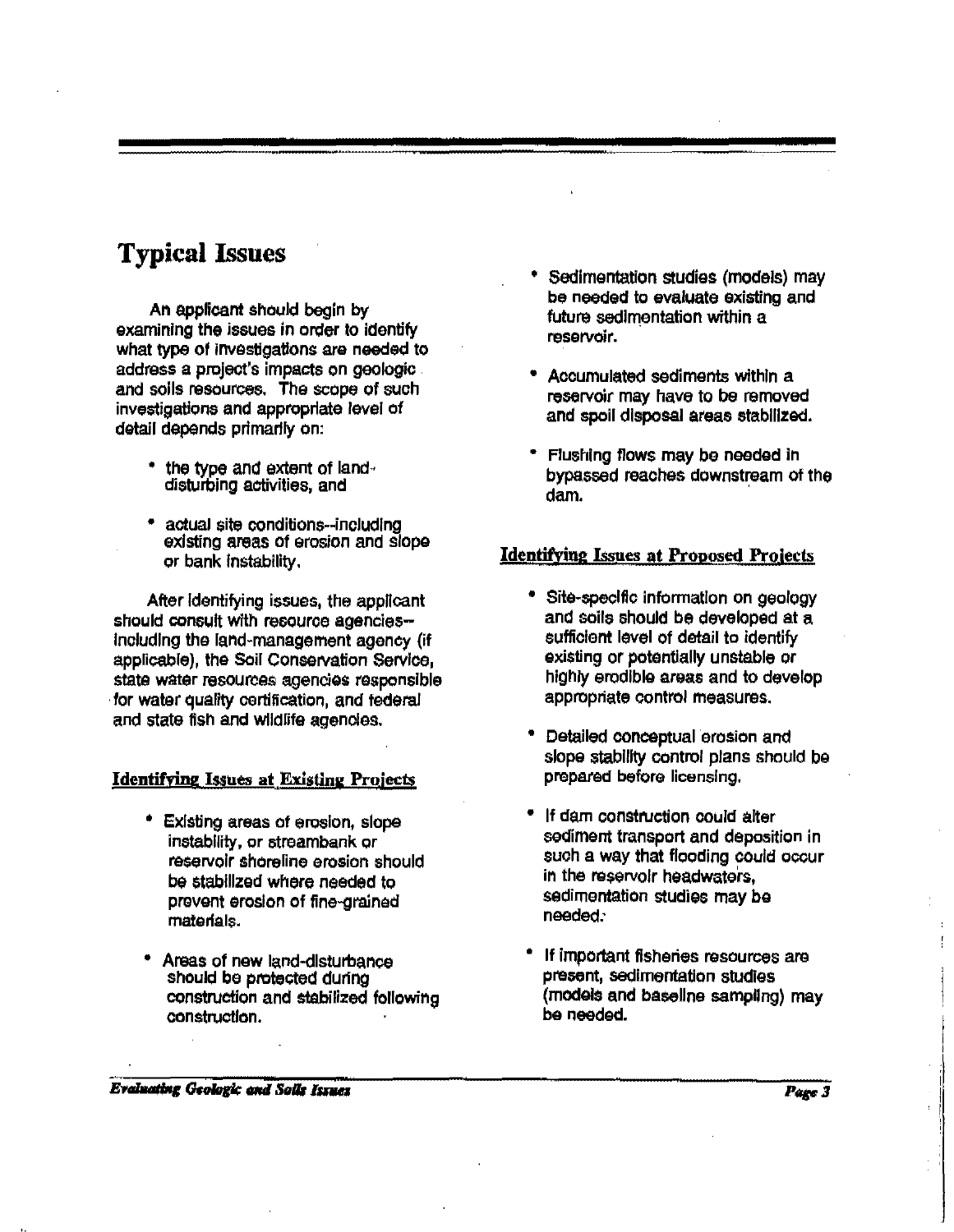## Typical Issues

An applicant should begin by examining the issues in order to identify what type of investigations are needed to address a project's impacts on geologic and soils resources. The scope of such investigations and appropriate level of detail depends primarily on:

- the type and extent of land-disturbing activities, and
- actual site conditions--including existing areas of erosion and slope or bank instability.

After identifying issues, the applicant should consult with resource agencies--including the land-management agency (if applicable), the Soil Conservation Service, state water resources agencies responsible for water quality certification, and federal and state fish and wildlife agencies.

### Identifying Issues at Existing Projects

- Existing areas of erosion, slope instability, or streambank or reservoir shoreline erosion should be stabilized where needed to prevent erosion of fine-grained materials.
- Areas of new land-disturbance should be protected during construction and stabilized following construction.
- Sedimentation studies (models) may be needed to evaluate existing and future sedimentation within a reservoir.
- Accumulated sediments within a reservoir may have to be removed and spoil disposal areas stabilized.
- Flushing flows may be needed in bypassed reaches downstream of the dam.

### Identifying Issues at Proposed Projects

- Site-specific information on geology and soils should be developed at a sufficient level of detail to identify existing or potentially unstable or highly erodible areas and to develop appropriate control measures.
- Detailed conceptual erosion and slope stability control plans should be prepared before licensing.
- If dam construction could alter sediment transport and deposition in such a way that flooding could occur in the reservoir headwaters, sedimentation studies may be needed.
- If important fisheries resources are present, sedimentation studies (models and baseline sampling) may be needed.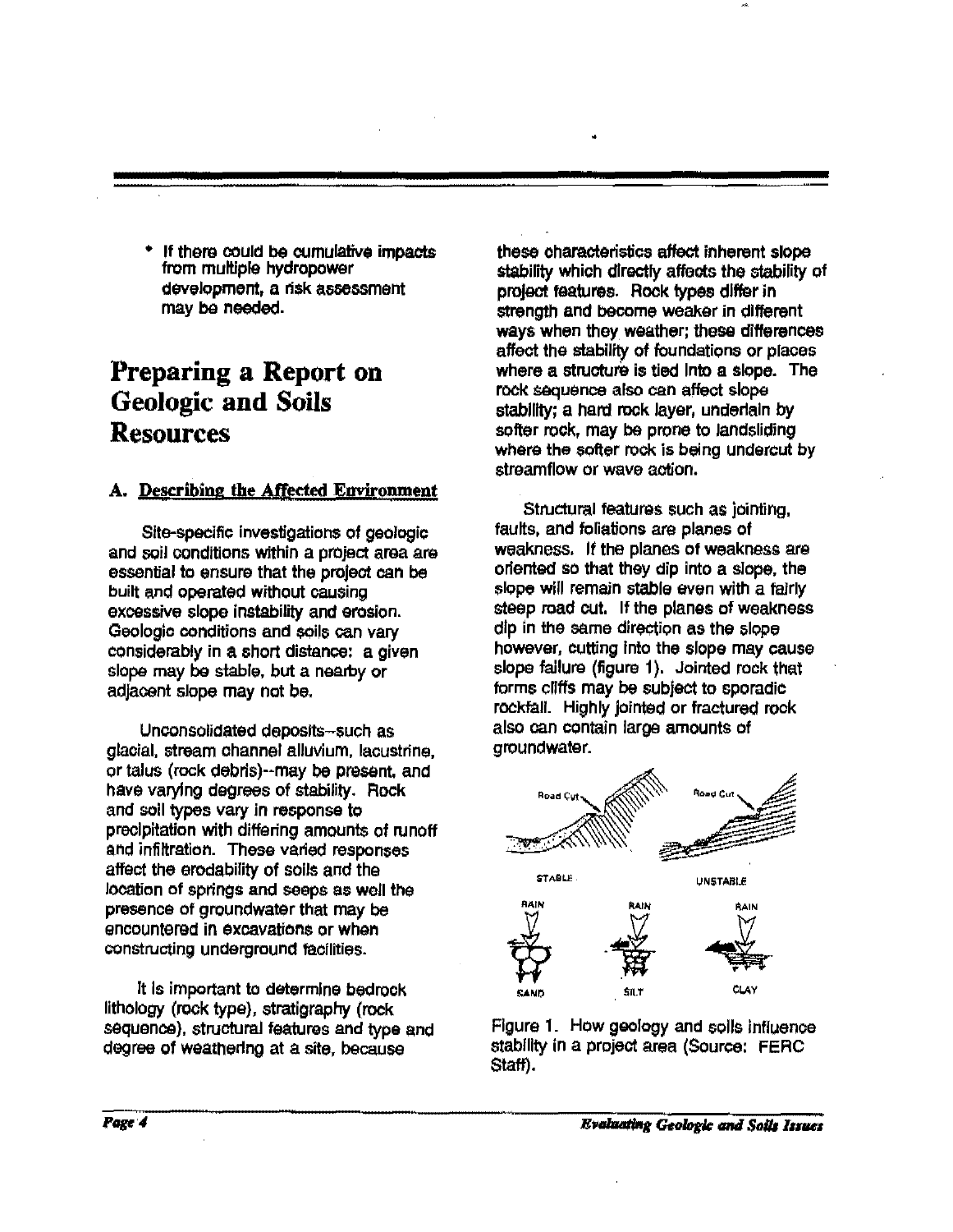- If there could be cumulative impacts from multiple hydropower development, a risk assessment may be needed.

# Preparing a Report on Geologic and Soils Resources

## A. Describing the Affected Environment

Site-specific investigations of geologic and soil conditions within a project area are essential to ensure that the project can be built and operated without causing excessive slope instability and erosion. Geologic conditions and soils can vary considerably in a short distance: a given slope may be stable, but a nearby or adjacent slope may not be.

Unconsolidated deposits--such as glacial, stream channel alluvium, lacustrine, or talus (rock debris)--may be present, and have varying degrees of stability. Rock and soil types vary in response to precipitation with differing amounts of runoff and infiltration. These varied responses affect the erodability of soils and the location of springs and seeps as well the presence of groundwater that may be encountered in excavations or when constructing underground facilities.

It is important to determine bedrock lithology (rock type), stratigraphy (rock sequence), structural features and type and degree of weathering at a site, because these characteristics affect inherent slope stability which directly affects the stability of project features. Rock types differ in strength and become weaker in different ways when they weather; these differences affect the stability of foundations or places where a structure is tied into a slope. The rock sequence also can affect slope stability; a hard rock layer, underlain by softer rock, may be prone to landsliding where the softer rock is being undercut by streamflow or wave action.

Structural features such as jointing, faults, and foliations are planes of weakness. If the planes of weakness are oriented so that they dip into a slope, the slope will remain stable even with a fairly steep road cut. If the planes of weakness dip in the same direction as the slope however, cutting into the slope may cause slope failure (figure 1). Jointed rock that forms cliffs may be subject to sporadic rockfall. Highly jointed or fractured rock also can contain large amounts of groundwater.

Figure 1. How geology and soils influence stability in a project area (Source: FERC Staff).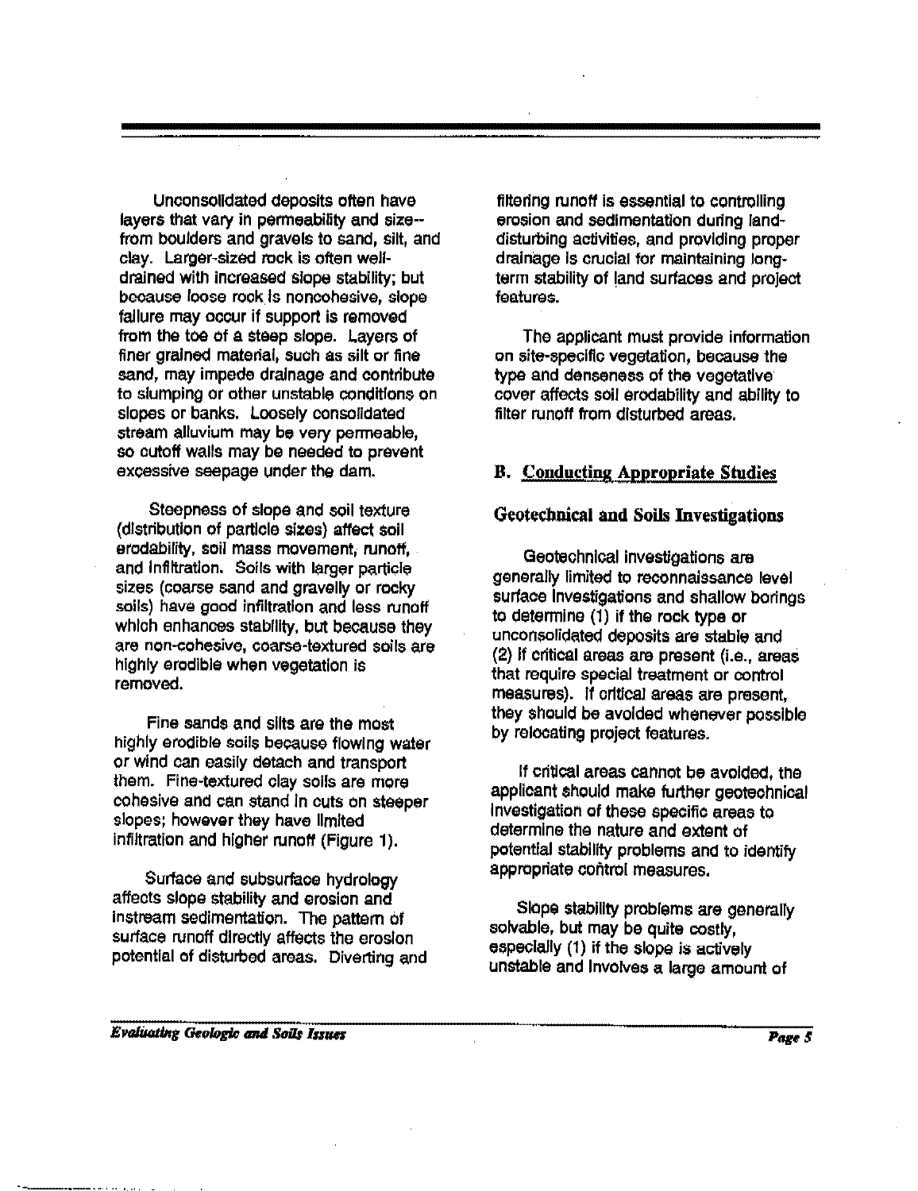Unconsolidated deposits often have layers that vary in permeability and size--from boulders and gravels to sand, silt, and clay. Larger-sized rock is often well-drained with increased slope stability; but because loose rock is noncohesive, slope failure may occur if support is removed from the toe of a steep slope. Layers of finer grained material, such as silt or fine sand, may impede drainage and contribute to slumping or other unstable conditions on slopes or banks. Loosely consolidated stream alluvium may be very permeable, so cutoff walls may be needed to prevent excessive seepage under the dam.

Steepness of slope and soil texture (distribution of particle sizes) affect soil erodability, soil mass movement, runoff, and infiltration. Soils with larger particle sizes (coarse sand and gravelly or rocky soils) have good infiltration and less runoff which enhances stability, but because they are non-cohesive, coarse-textured soils are highly erodible when vegetation is removed.

Fine sands and silts are the most highly erodible soils because flowing water or wind can easily detach and transport them. Fine-textured clay soils are more cohesive and can stand in cuts on steeper slopes; however they have limited infiltration and higher runoff (Figure 1).

Surface and subsurface hydrology affects slope stability and erosion and instream sedimentation. The pattern of surface runoff directly affects the erosion potential of disturbed areas. Diverting and filtering runoff is essential to controlling erosion and sedimentation during land-disturbing activities, and providing proper drainage is crucial for maintaining long-term stability of land surfaces and project features.

The applicant must provide information on site-specific vegetation, because the type and denseness of the vegetative cover affects soil erodability and ability to filter runoff from disturbed areas.

## B. Conducting Appropriate Studies

### Geotechnical and Soils Investigations

Geotechnical investigations are generally limited to reconnaissance level surface investigations and shallow borings to determine (1) if the rock type or unconsolidated deposits are stable and (2) if critical areas are present (i.e., areas that require special treatment or control measures). If critical areas are present, they should be avoided whenever possible by relocating project features.

If critical areas cannot be avoided, the applicant should make further geotechnical investigation of these specific areas to determine the nature and extent of potential stability problems and to identify appropriate control measures.

Slope stability problems are generally solvable, but may be quite costly, especially (1) if the slope is actively unstable and involves a large amount of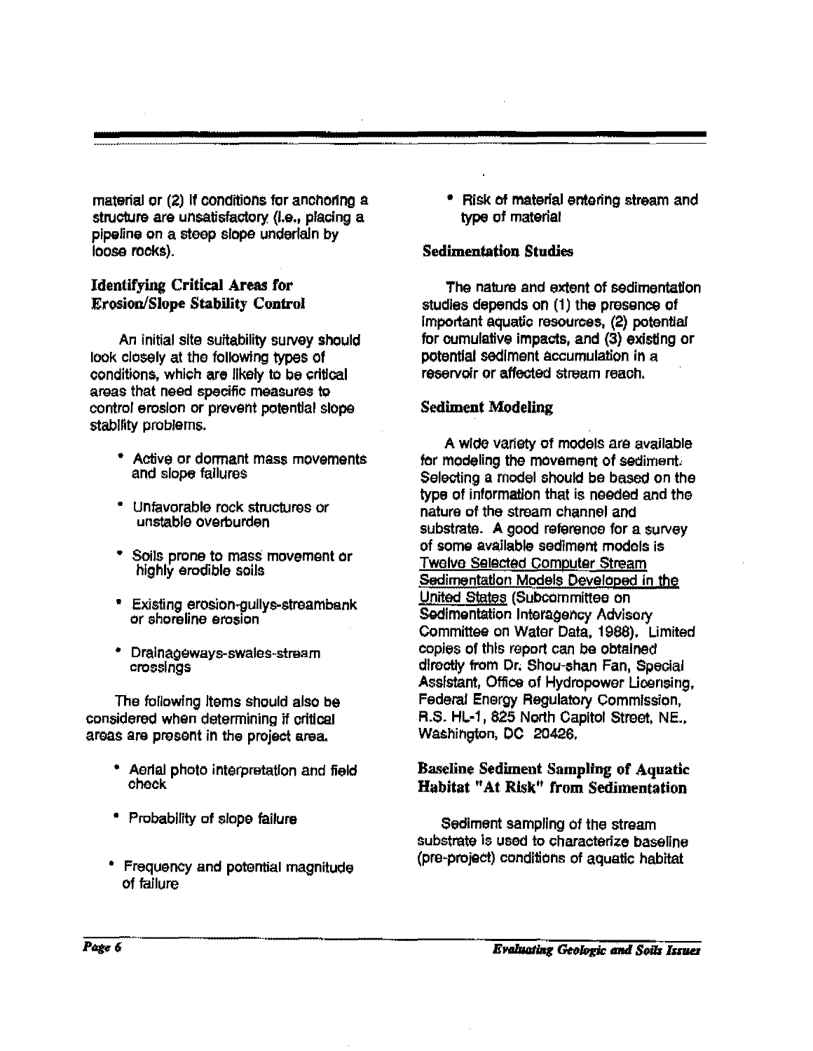material or (2) if conditions for anchoring a structure are unsatisfactory (i.e., placing a pipeline on a steep slope underlain by loose rocks).

### Identifying Critical Areas for Erosion/Slope Stability Control

An initial site suitability survey should look closely at the following types of conditions, which are likely to be critical areas that need specific measures to control erosion or prevent potential slope stability problems.

- Active or dormant mass movements and slope failures
- Unfavorable rock structures or unstable overburden
- Soils prone to mass movement or highly erodible soils
- Existing erosion-gullys-streambank or shoreline erosion
- Drainageways-swales-stream crossings

The following items should also be considered when determining if critical areas are present in the project area.

- Aerial photo interpretation and field check
- Probability of slope failure
- Frequency and potential magnitude of failure
- Risk of material entering stream and type of material

### Sedimentation Studies

The nature and extent of sedimentation studies depends on (1) the presence of important aquatic resources, (2) potential for cumulative impacts, and (3) existing or potential sediment accumulation in a reservoir or affected stream reach.

### Sediment Modeling

A wide variety of models are available for modeling the movement of sediment. Selecting a model should be based on the type of information that is needed and the nature of the stream channel and substrate. A good reference for a survey of some available sediment models is Twelve Selected Computer Stream Sedimentation Models Developed in the United States (Subcommittee on Sedimentation Interagency Advisory Committee on Water Data, 1988). Limited copies of this report can be obtained directly from Dr. Shou-shan Fan, Special Assistant, Office of Hydropower Licensing, Federal Energy Regulatory Commission, R.S. HL-1, 825 North Capitol Street, NE., Washington, DC 20426.

### Baseline Sediment Sampling of Aquatic Habitat "At Risk" from Sedimentation

Sediment sampling of the stream substrate is used to characterize baseline (pre-project) conditions of aquatic habitat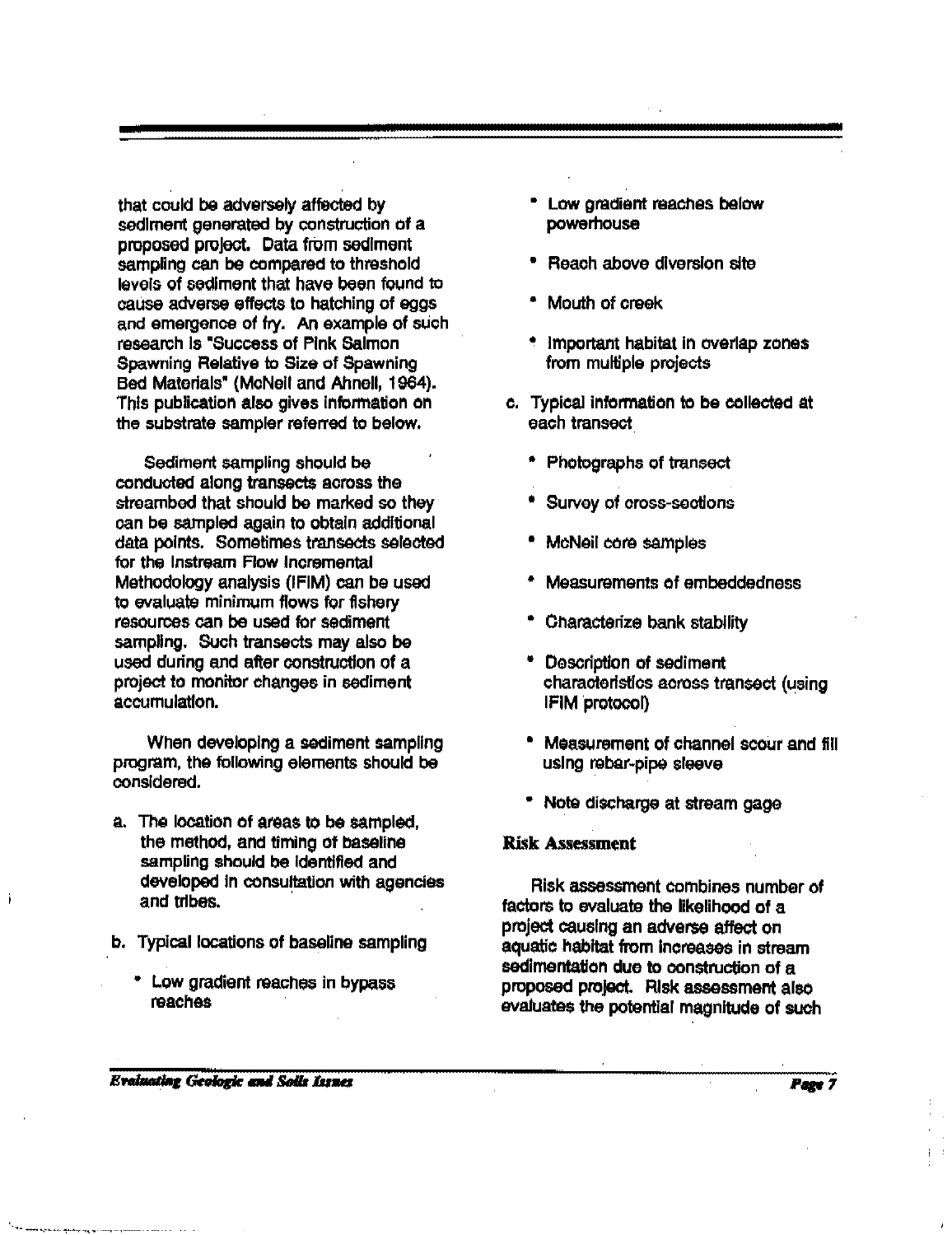that could be adversely affected by sediment generated by construction of a proposed project. Data from sediment sampling can be compared to threshold levels of sediment that have been found to cause adverse effects to hatching of eggs and emergence of fry. An example of such research is "Success of Pink Salmon Spawning Relative to Size of Spawning Bed Materials" (McNeil and Ahnell, 1964). This publication also gives information on the substrate sampler referred to below.

Sediment sampling should be conducted along transects across the streambed that should be marked so they can be sampled again to obtain additional data points. Sometimes transects selected for the Instream Flow Incremental Methodology analysis (IFIM) can be used to evaluate minimum flows for fishery resources can be used for sediment sampling. Such transects may also be used during and after construction of a project to monitor changes in sediment accumulation.

When developing a sediment sampling program, the following elements should be considered.

a. The location of areas to be sampled, the method, and timing of baseline sampling should be identified and developed in consultation with agencies and tribes.

b. Typical locations of baseline sampling

   * Low gradient reaches in bypass reaches
   * Low gradient reaches below powerhouse
   * Reach above diversion site
   * Mouth of creek
   * Important habitat in overlap zones from multiple projects

c. Typical information to be collected at each transect

   * Photographs of transect
   * Survey of cross-sections
   * McNeil core samples
   * Measurements of embeddedness
   * Characterize bank stability
   * Description of sediment characteristics across transect (using IFIM protocol)
   * Measurement of channel scour and fill using rebar-pipe sleeve
   * Note discharge at stream gage

### Risk Assessment

Risk assessment combines number of factors to evaluate the likelihood of a project causing an adverse affect on aquatic habitat from increases in stream sedimentation due to construction of a proposed project. Risk assessment also evaluates the potential magnitude of such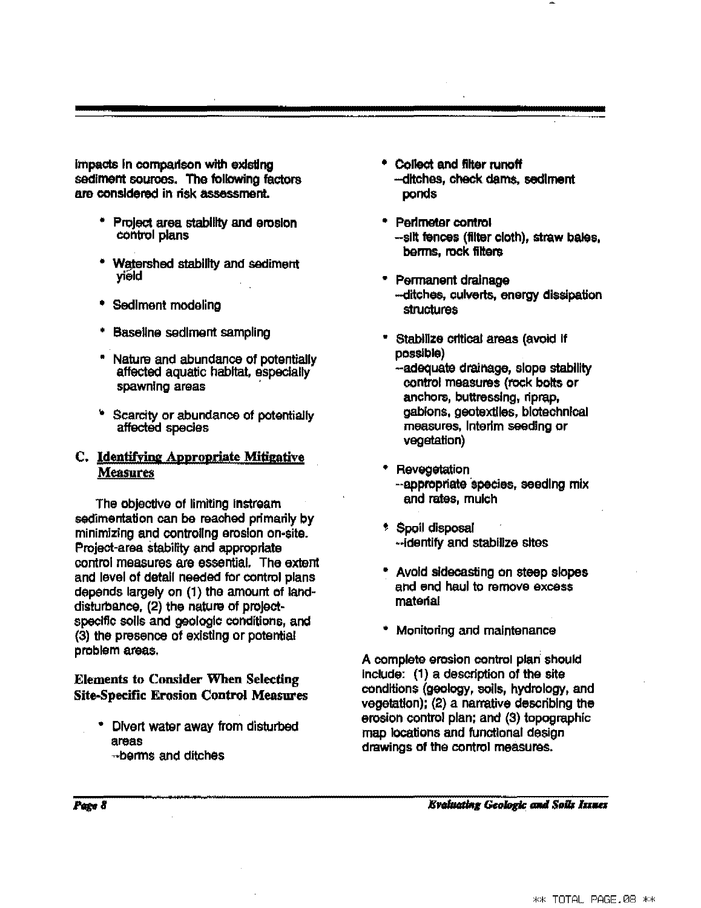impacts in comparison with existing sediment sources. The following factors are considered in risk assessment.

- Project area stability and erosion control plans
- Watershed stability and sediment yield
- Sediment modeling
- Baseline sediment sampling
- Nature and abundance of potentially affected aquatic habitat, especially spawning areas
- Scarcity or abundance of potentially affected species

### C. Identifying Appropriate Mitigative Measures

The objective of limiting instream sedimentation can be reached primarily by minimizing and controlling erosion on-site. Project-area stability and appropriate control measures are essential. The extent and level of detail needed for control plans depends largely on (1) the amount of land-disturbance, (2) the nature of project-specific soils and geologic conditions, and (3) the presence of existing or potential problem areas.

#### Elements to Consider When Selecting Site-Specific Erosion Control Measures

- Divert water away from disturbed areas
  --berms and ditches
- Collect and filter runoff
  --ditches, check dams, sediment ponds
- Perimeter control
  --silt fences (filter cloth), straw bales, berms, rock filters
- Permanent drainage
  --ditches, culverts, energy dissipation structures
- Stabilize critical areas (avoid if possible)
  --adequate drainage, slope stability control measures (rock bolts or anchors, buttressing, riprap, gabions, geotextiles, biotechnical measures, interim seeding or vegetation)
- Revegetation
  --appropriate species, seeding mix and rates, mulch
- Spoil disposal
  --identify and stabilize sites
- Avoid sidecasting on steep slopes and end haul to remove excess material
- Monitoring and maintenance

A complete erosion control plan should include: (1) a description of the site conditions (geology, soils, hydrology, and vegetation); (2) a narrative describing the erosion control plan; and (3) topographic map locations and functional design drawings of the control measures.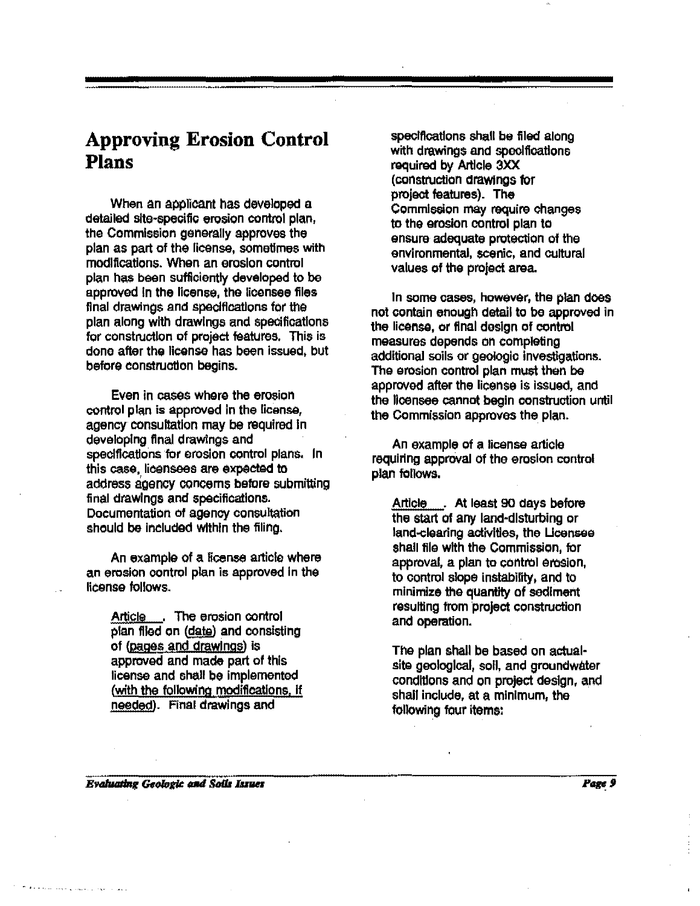## Approving Erosion Control Plans

When an applicant has developed a detailed site-specific erosion control plan, the Commission generally approves the plan as part of the license, sometimes with modifications. When an erosion control plan has been sufficiently developed to be approved in the license, the licensee files final drawings and specifications for the plan along with drawings and specifications for construction of project features. This is done after the license has been issued, but before construction begins.

Even in cases where the erosion control plan is approved in the license, agency consultation may be required in developing final drawings and specifications for erosion control plans. In this case, licensees are expected to address agency concerns before submitting final drawings and specifications. Documentation of agency consultation should be included within the filing.

An example of a license article where an erosion control plan is approved in the license follows.

> Article ___. The erosion control plan filed on (date) and consisting of (pages and drawings) is approved and made part of this license and shall be implemented (with the following modifications, if needed). Final drawings and specifications shall be filed along with drawings and specifications required by Article 3XX (construction drawings for project features). The Commission may require changes to the erosion control plan to ensure adequate protection of the environmental, scenic, and cultural values of the project area.

In some cases, however, the plan does not contain enough detail to be approved in the license, or final design of control measures depends on completing additional soils or geologic investigations. The erosion control plan must then be approved after the license is issued, and the licensee cannot begin construction until the Commission approves the plan.

An example of a license article requiring approval of the erosion control plan follows.

> Article ___. At least 90 days before the start of any land-disturbing or land-clearing activities, the Licensee shall file with the Commission, for approval, a plan to control erosion, to control slope instability, and to minimize the quantity of sediment resulting from project construction and operation.
>
> The plan shall be based on actual-site geological, soil, and groundwater conditions and on project design, and shall include, at a minimum, the following four items: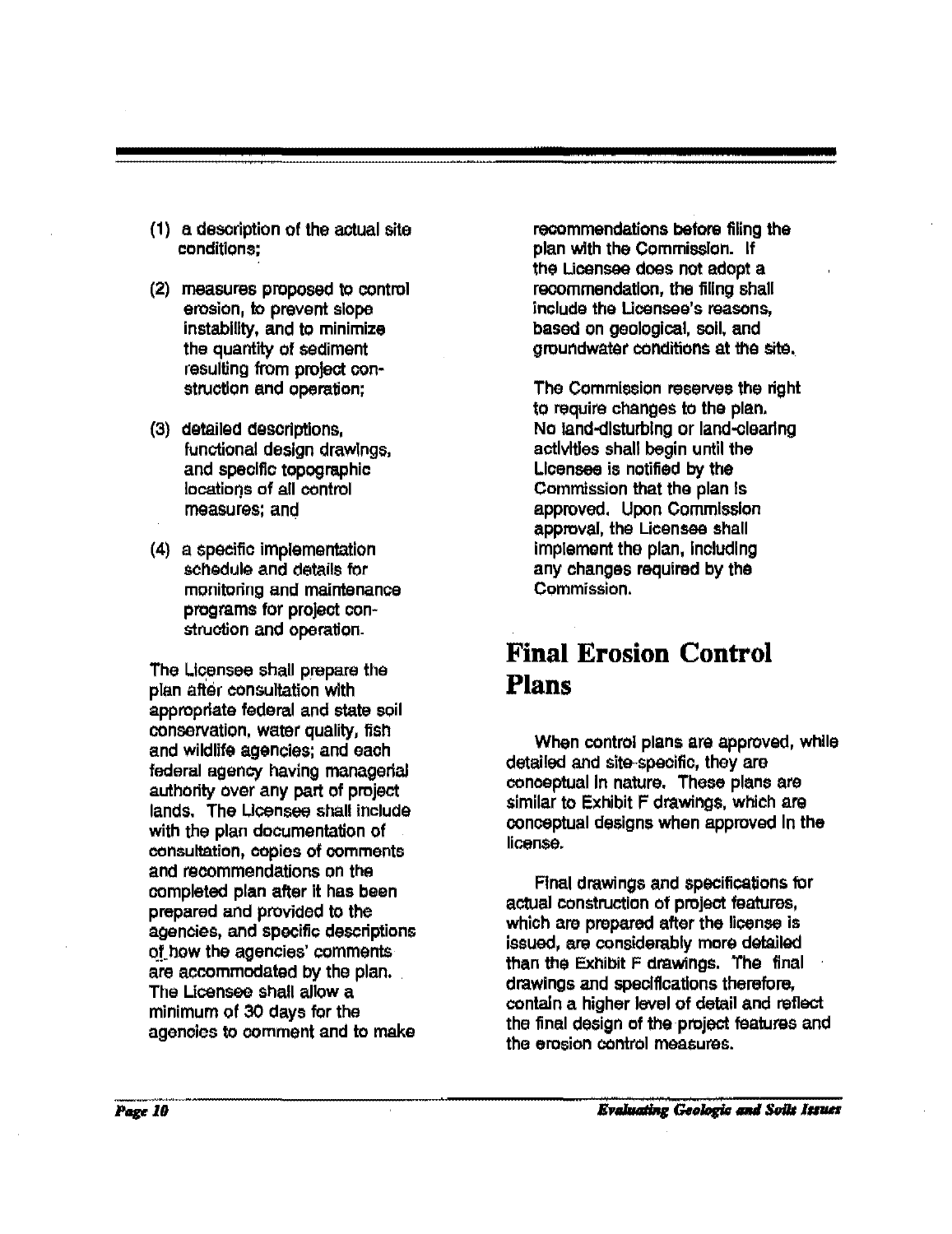(1) a description of the actual site conditions;

(2) measures proposed to control erosion, to prevent slope instability, and to minimize the quantity of sediment resulting from project construction and operation;

(3) detailed descriptions, functional design drawings, and specific topographic locations of all control measures; and

(4) a specific implementation schedule and details for monitoring and maintenance programs for project construction and operation.

The Licensee shall prepare the plan after consultation with appropriate federal and state soil conservation, water quality, fish and wildlife agencies; and each federal agency having managerial authority over any part of project lands. The Licensee shall include with the plan documentation of consultation, copies of comments and recommendations on the completed plan after it has been prepared and provided to the agencies, and specific descriptions of how the agencies' comments are accommodated by the plan. The Licensee shall allow a minimum of 30 days for the agencies to comment and to make recommendations before filing the plan with the Commission. If the Licensee does not adopt a recommendation, the filing shall include the Licensee's reasons, based on geological, soil, and groundwater conditions at the site.

The Commission reserves the right to require changes to the plan. No land-disturbing or land-clearing activities shall begin until the Licensee is notified by the Commission that the plan is approved. Upon Commission approval, the Licensee shall implement the plan, including any changes required by the Commission.

## Final Erosion Control Plans

When control plans are approved, while detailed and site-specific, they are conceptual in nature. These plans are similar to Exhibit F drawings, which are conceptual designs when approved in the license.

Final drawings and specifications for actual construction of project features, which are prepared after the license is issued, are considerably more detailed than the Exhibit F drawings. The final drawings and specifications therefore, contain a higher level of detail and reflect the final design of the project features and the erosion control measures.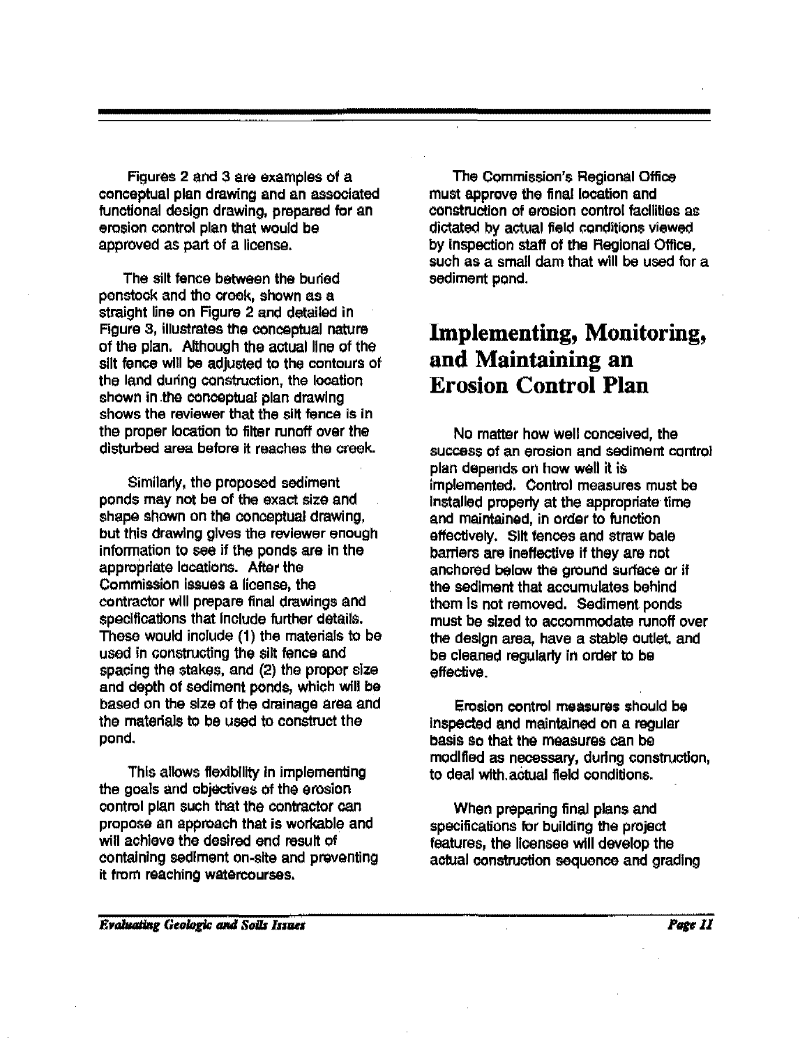Figures 2 and 3 are examples of a conceptual plan drawing and an associated functional design drawing, prepared for an erosion control plan that would be approved as part of a license.

The silt fence between the buried penstock and the creek, shown as a straight line on Figure 2 and detailed in Figure 3, illustrates the conceptual nature of the plan. Although the actual line of the silt fence will be adjusted to the contours of the land during construction, the location shown in the conceptual plan drawing shows the reviewer that the silt fence is in the proper location to filter runoff over the disturbed area before it reaches the creek.

Similarly, the proposed sediment ponds may not be of the exact size and shape shown on the conceptual drawing, but this drawing gives the reviewer enough information to see if the ponds are in the appropriate locations. After the Commission issues a license, the contractor will prepare final drawings and specifications that include further details. These would include (1) the materials to be used in constructing the silt fence and spacing the stakes, and (2) the proper size and depth of sediment ponds, which will be based on the size of the drainage area and the materials to be used to construct the pond.

This allows flexibility in implementing the goals and objectives of the erosion control plan such that the contractor can propose an approach that is workable and will achieve the desired end result of containing sediment on-site and preventing it from reaching watercourses.

The Commission's Regional Office must approve the final location and construction of erosion control facilities as dictated by actual field conditions viewed by inspection staff of the Regional Office, such as a small dam that will be used for a sediment pond.

# Implementing, Monitoring, and Maintaining an Erosion Control Plan

No matter how well conceived, the success of an erosion and sediment control plan depends on how well it is implemented. Control measures must be installed properly at the appropriate time and maintained, in order to function effectively. Silt fences and straw bale barriers are ineffective if they are not anchored below the ground surface or if the sediment that accumulates behind them is not removed. Sediment ponds must be sized to accommodate runoff over the design area, have a stable outlet, and be cleaned regularly in order to be effective.

Erosion control measures should be inspected and maintained on a regular basis so that the measures can be modified as necessary, during construction, to deal with actual field conditions.

When preparing final plans and specifications for building the project features, the licensee will develop the actual construction sequence and grading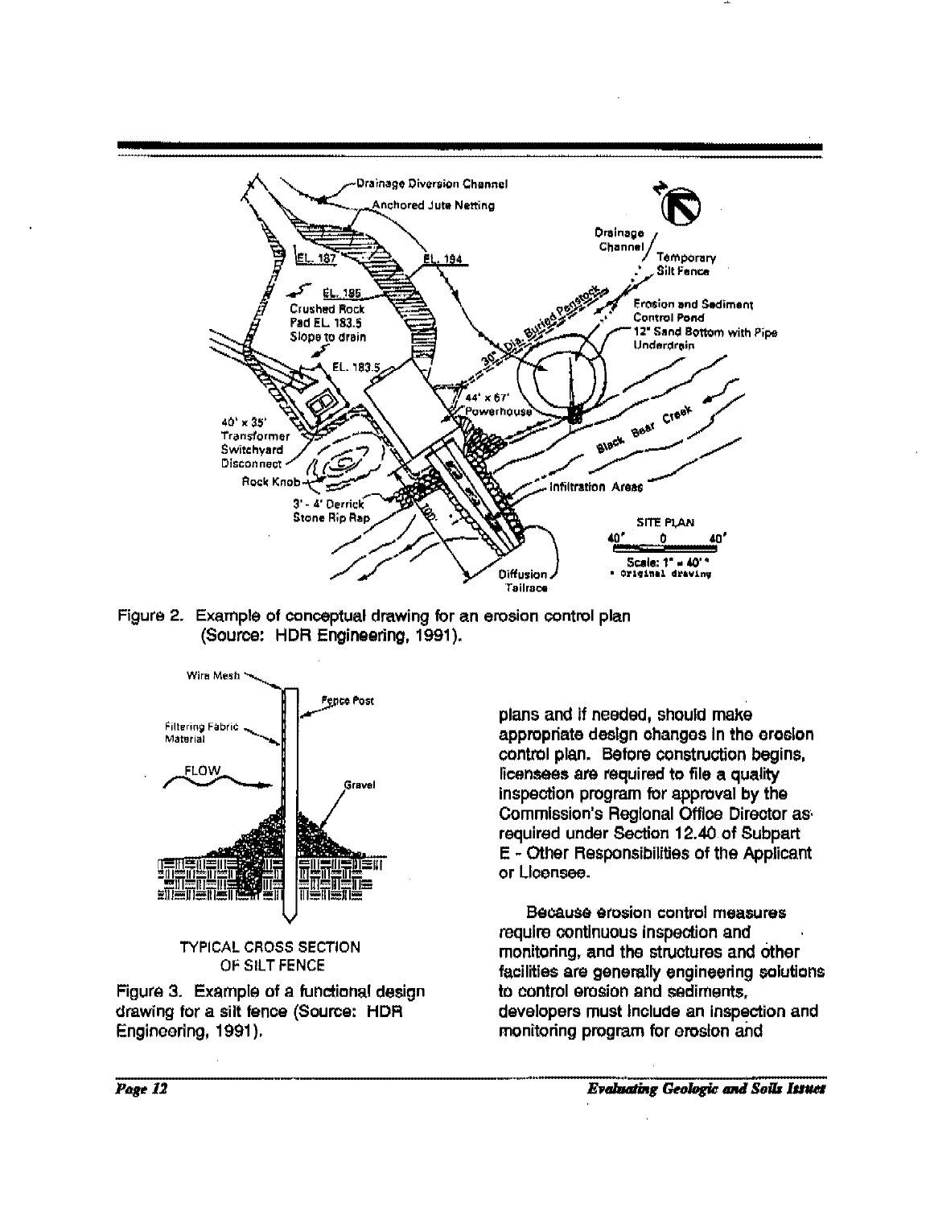Figure 2. Example of conceptual drawing for an erosion control plan (Source: HDR Engineering, 1991).

Figure 3. Example of a functional design drawing for a silt fence (Source: HDR Engineering, 1991).

plans and if needed, should make appropriate design changes in the erosion control plan. Before construction begins, licensees are required to file a quality inspection program for approval by the Commission's Regional Office Director as required under Section 12.40 of Subpart E - Other Responsibilities of the Applicant or Licensee.

Because erosion control measures require continuous inspection and monitoring, and the structures and other facilities are generally engineering solutions to control erosion and sediments, developers must include an inspection and monitoring program for erosion and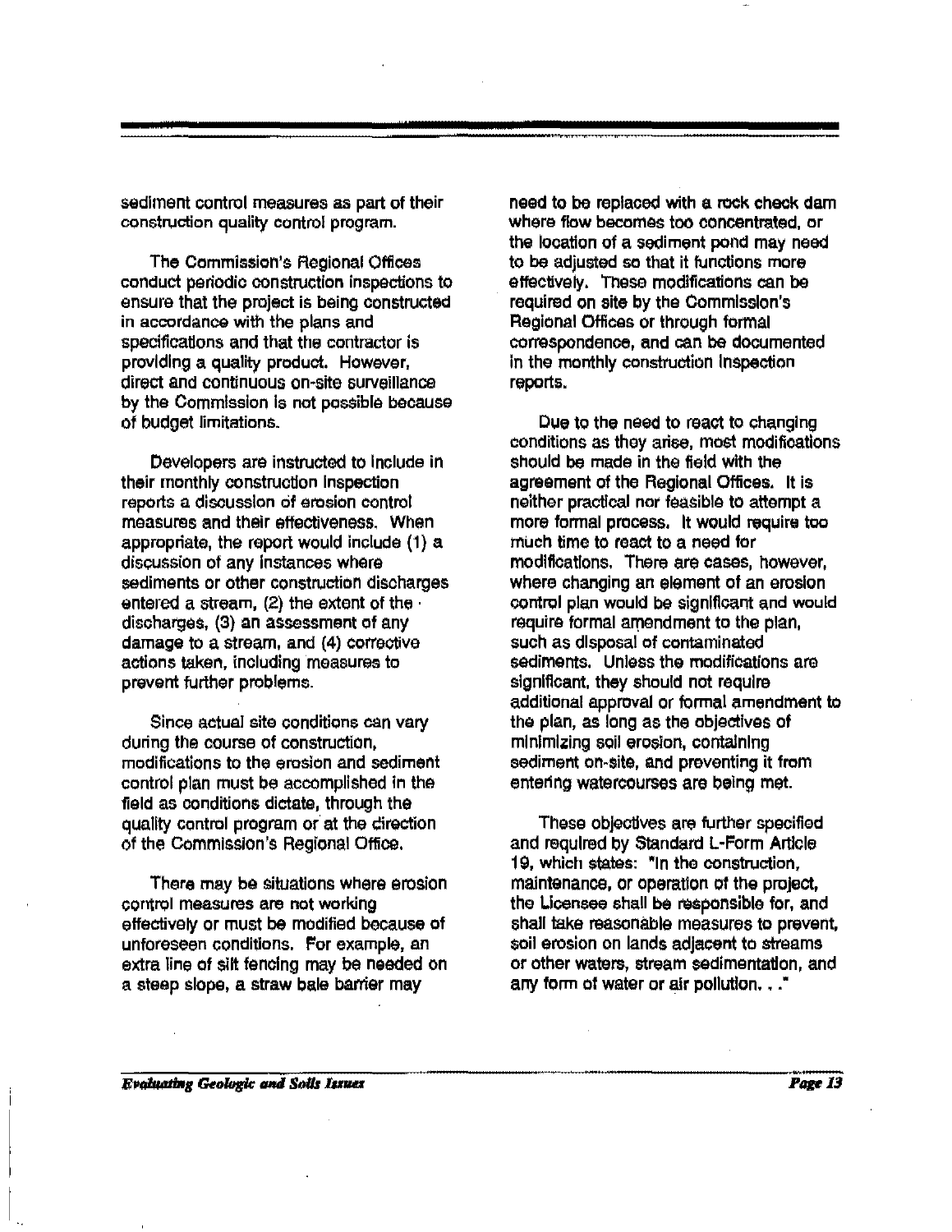sediment control measures as part of their construction quality control program.

The Commission's Regional Offices conduct periodic construction inspections to ensure that the project is being constructed in accordance with the plans and specifications and that the contractor is providing a quality product. However, direct and continuous on-site surveillance by the Commission is not possible because of budget limitations.

Developers are instructed to include in their monthly construction inspection reports a discussion of erosion control measures and their effectiveness. When appropriate, the report would include (1) a discussion of any instances where sediments or other construction discharges entered a stream, (2) the extent of the discharges, (3) an assessment of any damage to a stream, and (4) corrective actions taken, including measures to prevent further problems.

Since actual site conditions can vary during the course of construction, modifications to the erosion and sediment control plan must be accomplished in the field as conditions dictate, through the quality control program or at the direction of the Commission's Regional Office.

There may be situations where erosion control measures are not working effectively or must be modified because of unforeseen conditions. For example, an extra line of silt fencing may be needed on a steep slope, a straw bale barrier may need to be replaced with a rock check dam where flow becomes too concentrated, or the location of a sediment pond may need to be adjusted so that it functions more effectively. These modifications can be required on site by the Commission's Regional Offices or through formal correspondence, and can be documented in the monthly construction inspection reports.

Due to the need to react to changing conditions as they arise, most modifications should be made in the field with the agreement of the Regional Offices. It is neither practical nor feasible to attempt a more formal process. It would require too much time to react to a need for modifications. There are cases, however, where changing an element of an erosion control plan would be significant and would require formal amendment to the plan, such as disposal of contaminated sediments. Unless the modifications are significant, they should not require additional approval or formal amendment to the plan, as long as the objectives of minimizing soil erosion, containing sediment on-site, and preventing it from entering watercourses are being met.

These objectives are further specified and required by Standard L-Form Article 19, which states: "In the construction, maintenance, or operation of the project, the Licensee shall be responsible for, and shall take reasonable measures to prevent, soil erosion on lands adjacent to streams or other waters, stream sedimentation, and any form of water or air pollution. . ."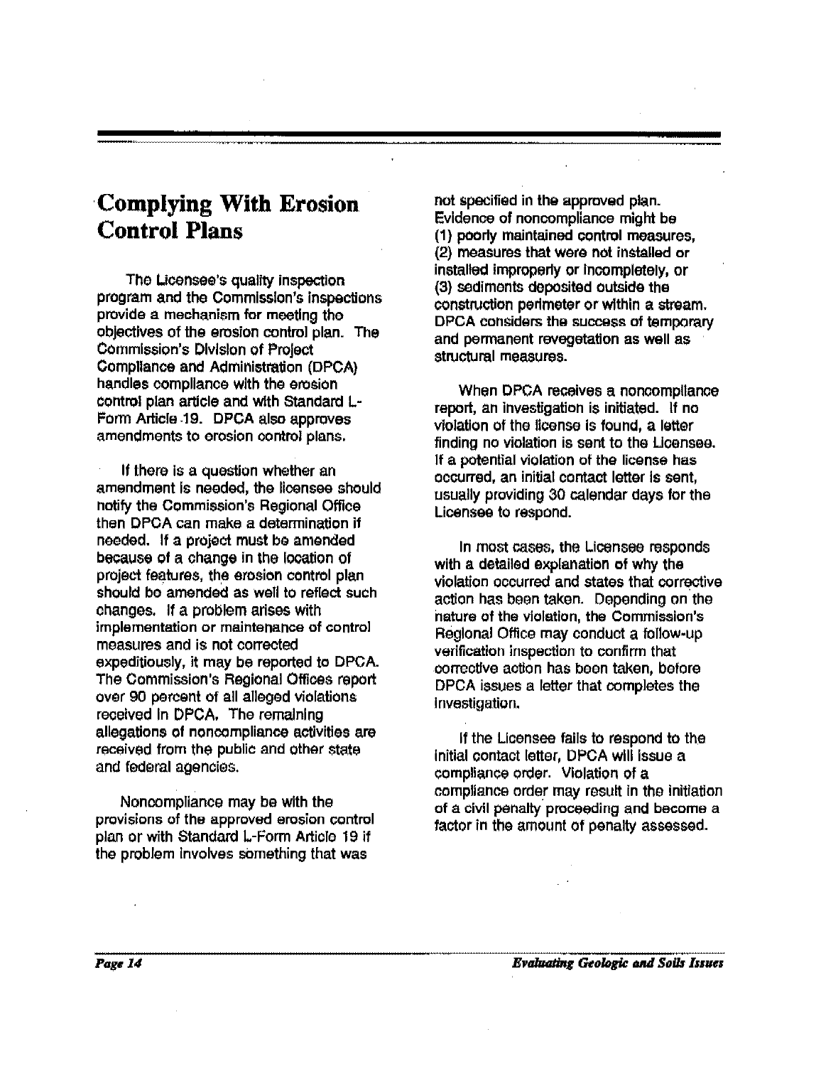## Complying With Erosion Control Plans

The Licensee's quality inspection program and the Commission's inspections provide a mechanism for meeting the objectives of the erosion control plan. The Commission's Division of Project Compliance and Administration (DPCA) handles compliance with the erosion control plan article and with Standard L-Form Article 19. DPCA also approves amendments to erosion control plans.

If there is a question whether an amendment is needed, the licensee should notify the Commission's Regional Office then DPCA can make a determination if needed. If a project must be amended because of a change in the location of project features, the erosion control plan should be amended as well to reflect such changes. If a problem arises with implementation or maintenance of control measures and is not corrected expeditiously, it may be reported to DPCA. The Commission's Regional Offices report over 90 percent of all alleged violations received in DPCA. The remaining allegations of noncompliance activities are received from the public and other state and federal agencies.

Noncompliance may be with the provisions of the approved erosion control plan or with Standard L-Form Article 19 if the problem involves something that was not specified in the approved plan. Evidence of noncompliance might be (1) poorly maintained control measures, (2) measures that were not installed or installed improperly or incompletely, or (3) sediments deposited outside the construction perimeter or within a stream. DPCA considers the success of temporary and permanent revegetation as well as structural measures.

When DPCA receives a noncompliance report, an investigation is initiated. If no violation of the license is found, a letter finding no violation is sent to the Licensee. If a potential violation of the license has occurred, an initial contact letter is sent, usually providing 30 calendar days for the Licensee to respond.

In most cases, the Licensee responds with a detailed explanation of why the violation occurred and states that corrective action has been taken. Depending on the nature of the violation, the Commission's Regional Office may conduct a follow-up verification inspection to confirm that corrective action has been taken, before DPCA issues a letter that completes the investigation.

If the Licensee fails to respond to the initial contact letter, DPCA will issue a compliance order. Violation of a compliance order may result in the initiation of a civil penalty proceeding and become a factor in the amount of penalty assessed.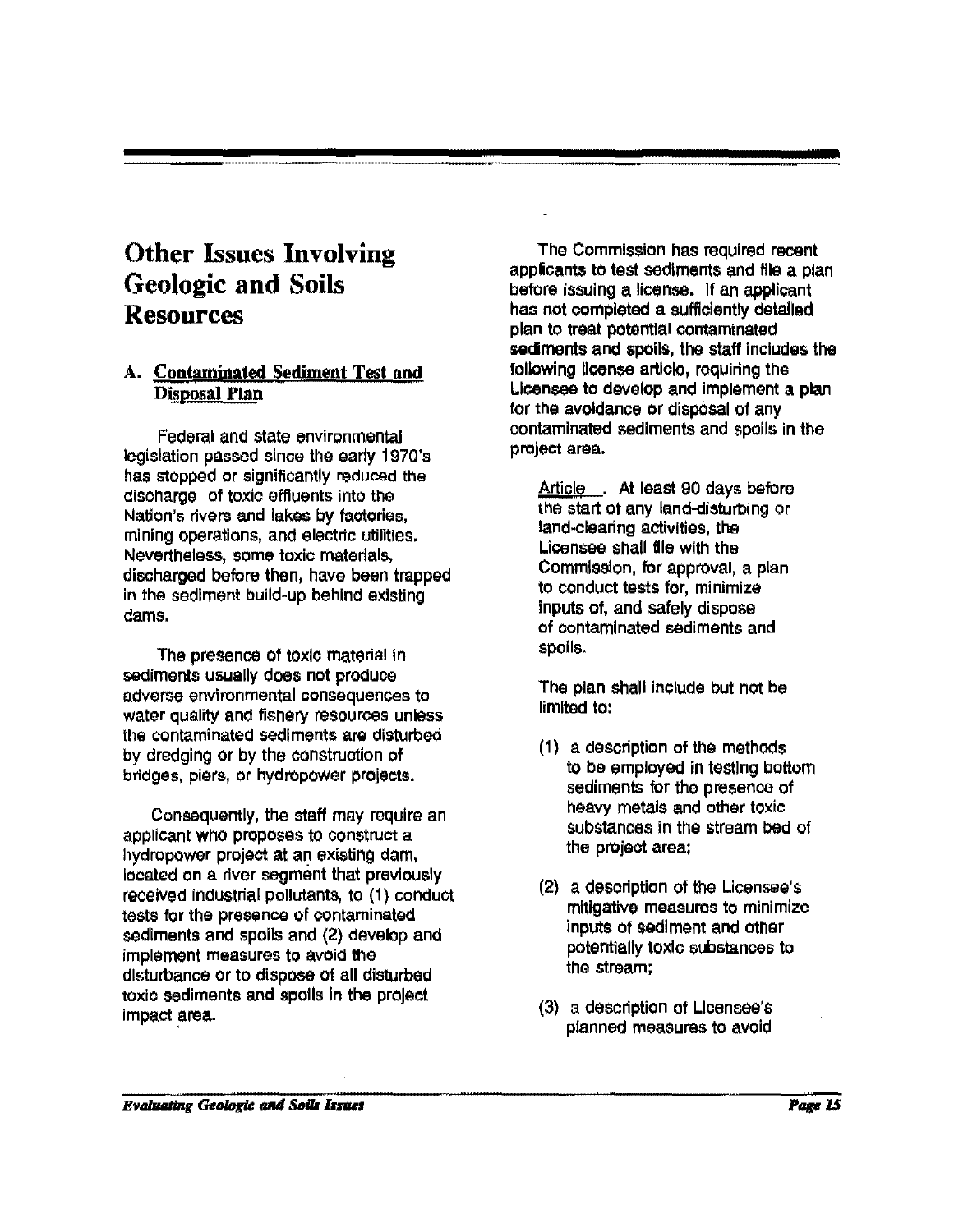# Other Issues Involving Geologic and Soils Resources

## A. Contaminated Sediment Test and Disposal Plan

Federal and state environmental legislation passed since the early 1970's has stopped or significantly reduced the discharge of toxic effluents into the Nation's rivers and lakes by factories, mining operations, and electric utilities. Nevertheless, some toxic materials, discharged before then, have been trapped in the sediment build-up behind existing dams.

The presence of toxic material in sediments usually does not produce adverse environmental consequences to water quality and fishery resources unless the contaminated sediments are disturbed by dredging or by the construction of bridges, piers, or hydropower projects.

Consequently, the staff may require an applicant who proposes to construct a hydropower project at an existing dam, located on a river segment that previously received industrial pollutants, to (1) conduct tests for the presence of contaminated sediments and spoils and (2) develop and implement measures to avoid the disturbance or to dispose of all disturbed toxic sediments and spoils in the project impact area.

The Commission has required recent applicants to test sediments and file a plan before issuing a license. If an applicant has not completed a sufficiently detailed plan to treat potential contaminated sediments and spoils, the staff includes the following license article, requiring the Licensee to develop and implement a plan for the avoidance or disposal of any contaminated sediments and spoils in the project area.

> Article __. At least 90 days before the start of any land-disturbing or land-clearing activities, the Licensee shall file with the Commission, for approval, a plan to conduct tests for, minimize inputs of, and safely dispose of contaminated sediments and spoils.
>
> The plan shall include but not be limited to:
>
> (1) a description of the methods to be employed in testing bottom sediments for the presence of heavy metals and other toxic substances in the stream bed of the project area;
>
> (2) a description of the Licensee's mitigative measures to minimize inputs of sediment and other potentially toxic substances to the stream;
>
> (3) a description of Licensee's planned measures to avoid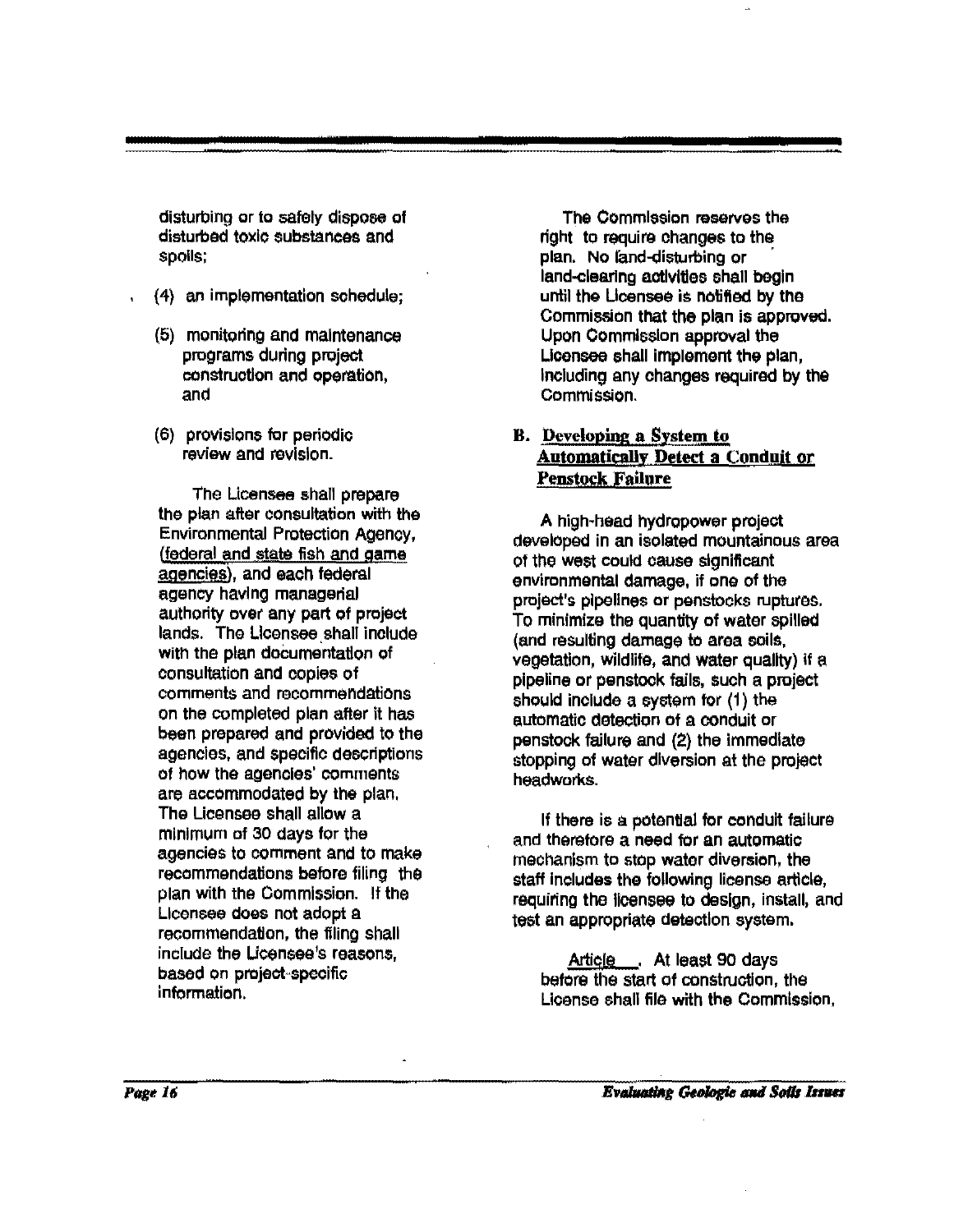disturbing or to safely dispose of disturbed toxic substances and spoils;

(4) an implementation schedule;

(5) monitoring and maintenance programs during project construction and operation, and

(6) provisions for periodic review and revision.

The Licensee shall prepare the plan after consultation with the Environmental Protection Agency, (federal and state fish and game agencies), and each federal agency having managerial authority over any part of project lands. The Licensee shall include with the plan documentation of consultation and copies of comments and recommendations on the completed plan after it has been prepared and provided to the agencies, and specific descriptions of how the agencies' comments are accommodated by the plan. The Licensee shall allow a minimum of 30 days for the agencies to comment and to make recommendations before filing the plan with the Commission. If the Licensee does not adopt a recommendation, the filing shall include the Licensee's reasons, based on project-specific information.

The Commission reserves the right to require changes to the plan. No land-disturbing or land-clearing activities shall begin until the Licensee is notified by the Commission that the plan is approved. Upon Commission approval the Licensee shall implement the plan, including any changes required by the Commission.

## B. Developing a System to Automatically Detect a Conduit or Penstock Failure

A high-head hydropower project developed in an isolated mountainous area of the west could cause significant environmental damage, if one of the project's pipelines or penstocks ruptures. To minimize the quantity of water spilled (and resulting damage to area soils, vegetation, wildlife, and water quality) if a pipeline or penstock fails, such a project should include a system for (1) the automatic detection of a conduit or penstock failure and (2) the immediate stopping of water diversion at the project headworks.

If there is a potential for conduit failure and therefore a need for an automatic mechanism to stop water diversion, the staff includes the following license article, requiring the licensee to design, install, and test an appropriate detection system.

Article ___. At least 90 days before the start of construction, the License shall file with the Commission,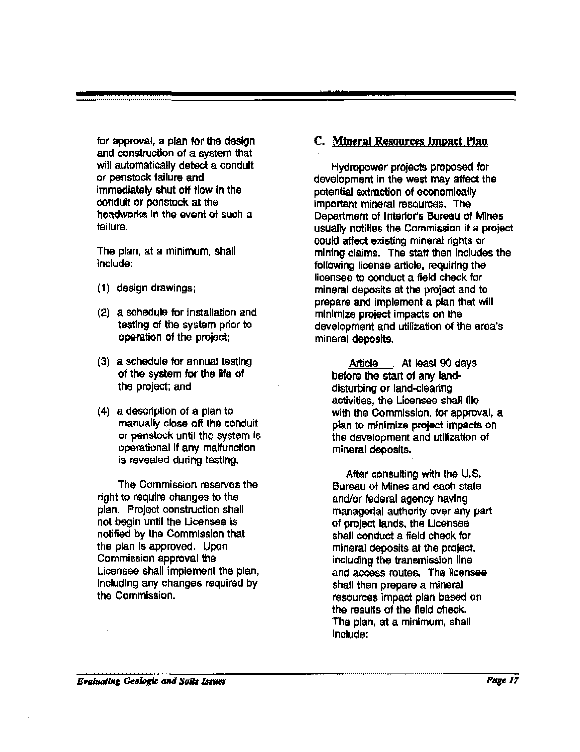for approval, a plan for the design and construction of a system that will automatically detect a conduit or penstock failure and immediately shut off flow in the conduit or penstock at the headworks in the event of such a failure.

The plan, at a minimum, shall include:

(1) design drawings;

(2) a schedule for installation and testing of the system prior to operation of the project;

(3) a schedule for annual testing of the system for the life of the project; and

(4) a description of a plan to manually close off the conduit or penstock until the system is operational if any malfunction is revealed during testing.

The Commission reserves the right to require changes to the plan. Project construction shall not begin until the Licensee is notified by the Commission that the plan is approved. Upon Commission approval the Licensee shall implement the plan, including any changes required by the Commission.

## C. Mineral Resources Impact Plan

Hydropower projects proposed for development in the west may affect the potential extraction of economically important mineral resources. The Department of Interior's Bureau of Mines usually notifies the Commission if a project could affect existing mineral rights or mining claims. The staff then includes the following license article, requiring the licensee to conduct a field check for mineral deposits at the project and to prepare and implement a plan that will minimize project impacts on the development and utilization of the area's mineral deposits.

> Article ___. At least 90 days before the start of any land-disturbing or land-clearing activities, the Licensee shall file with the Commission, for approval, a plan to minimize project impacts on the development and utilization of mineral deposits.
>
> After consulting with the U.S. Bureau of Mines and each state and/or federal agency having managerial authority over any part of project lands, the Licensee shall conduct a field check for mineral deposits at the project, including the transmission line and access routes. The licensee shall then prepare a mineral resources impact plan based on the results of the field check. The plan, at a minimum, shall include: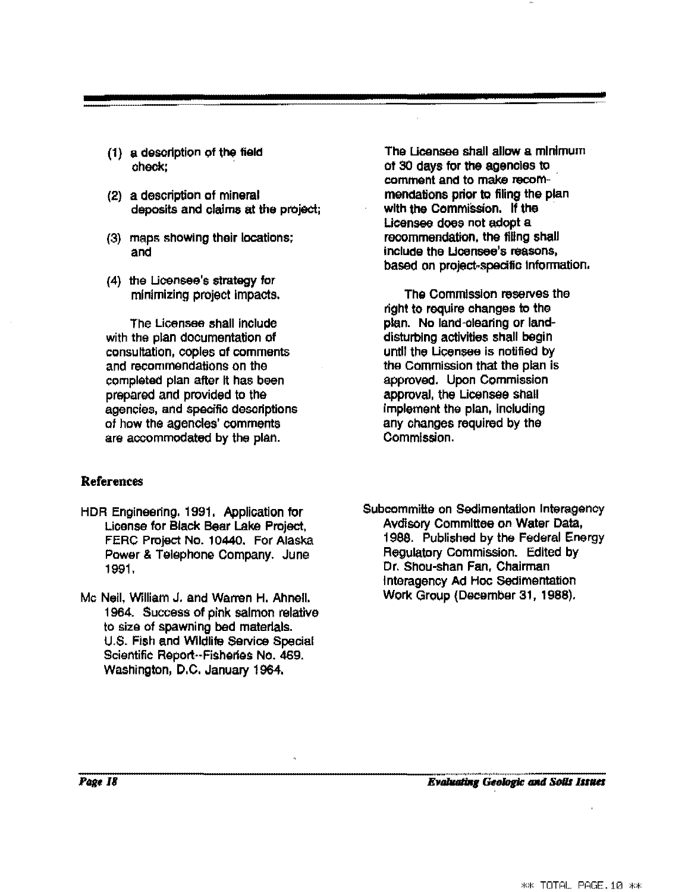(1) a description of the field check;

(2) a description of mineral deposits and claims at the project;

(3) maps showing their locations; and

(4) the Licensee's strategy for minimizing project impacts.

The Licensee shall include with the plan documentation of consultation, copies of comments and recommendations on the completed plan after it has been prepared and provided to the agencies, and specific descriptions of how the agencies' comments are accommodated by the plan.

The Licensee shall allow a minimum of 30 days for the agencies to comment and to make recommendations prior to filing the plan with the Commission. If the Licensee does not adopt a recommendation, the filing shall include the Licensee's reasons, based on project-specific information.

The Commission reserves the right to require changes to the plan. No land-clearing or land-disturbing activities shall begin until the Licensee is notified by the Commission that the plan is approved. Upon Commission approval, the Licensee shall implement the plan, including any changes required by the Commission.

## References

HDR Engineering. 1991. Application for License for Black Bear Lake Project, FERC Project No. 10440. For Alaska Power & Telephone Company. June 1991.

Mc Neil, William J. and Warren H. Ahnell. 1964. Success of pink salmon relative to size of spawning bed materials. U.S. Fish and Wildlife Service Special Scientific Report--Fisheries No. 469. Washington, D.C. January 1964.

Subcommitte on Sedimentation Interagency Avdisory Committee on Water Data, 1988. Published by the Federal Energy Regulatory Commission. Edited by Dr. Shou-shan Fan, Chairman Interagency Ad Hoc Sedimentation Work Group (December 31, 1988).